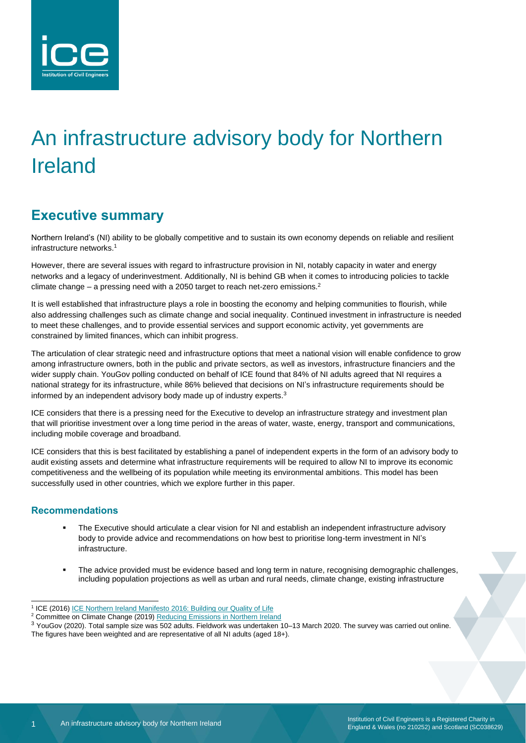# An infrastructure advisory body for Northern Ireland

## Executive summary

Northern Ireland's (NI) ability to be globally competitive and to sustain its own economy depends on reliable and resilient infrastructure networks.[1]

However, there are several issues with regard to infrastructure provision in NI, notably capacity in water and energy networks and a legacy of underinvestment. Additionally, NI is behind GB when it comes to introducing policies to tackle climate change – a pressing need with a 2050 target to reach net-zero emissions.[2]

It is well established that infrastructure plays a role in boosting the economy and helping communities to flourish, while also addressing challenges such as climate change and social inequality. Continued investment in infrastructure is needed to meet these challenges, and to provide essential services and support economic activity, yet governments are constrained by limited finances, which can inhibit progress.

The articulation of clear strategic need and infrastructure options that meet a national vision will enable confidence to grow among infrastructure owners, both in the public and private sectors, as well as investors, infrastructure financiers and the wider supply chain. YouGov polling conducted on behalf of ICE found that 84% of NI adults agreed that NI requires a national strategy for its infrastructure, while 86% believed that decisions on NI's infrastructure requirements should be informed by an independent advisory body made up of industry experts.[3]

ICE considers that there is a pressing need for the Executive to develop an infrastructure strategy and investment plan that will prioritise investment over a long time period in the areas of water, waste, energy, transport and communications, including mobile coverage and broadband.

ICE considers that this is best facilitated by establishing a panel of independent experts in the form of an advisory body to audit existing assets and determine what infrastructure requirements will be required to allow NI to improve its economic competitiveness and the wellbeing of its population while meeting its environmental ambitions. This model has been successfully used in other countries, which we explore further in this paper.

### Recommendations

- The Executive should articulate a clear vision for NI and establish an independent infrastructure advisory body to provide advice and recommendations on how best to prioritise long-term investment in NI's infrastructure.
- The advice provided must be evidence based and long term in nature, recognising demographic challenges, including population projections as well as urban and rural needs, climate change, existing infrastructure

---

[1] ICE (2016) ICE Northern Ireland Manifesto 2016: Building our Quality of Life

[2] Committee on Climate Change (2019) Reducing Emissions in Northern Ireland

[3] YouGov (2020). Total sample size was 502 adults. Fieldwork was undertaken 10–13 March 2020. The survey was carried out online. The figures have been weighted and are representative of all NI adults (aged 18+).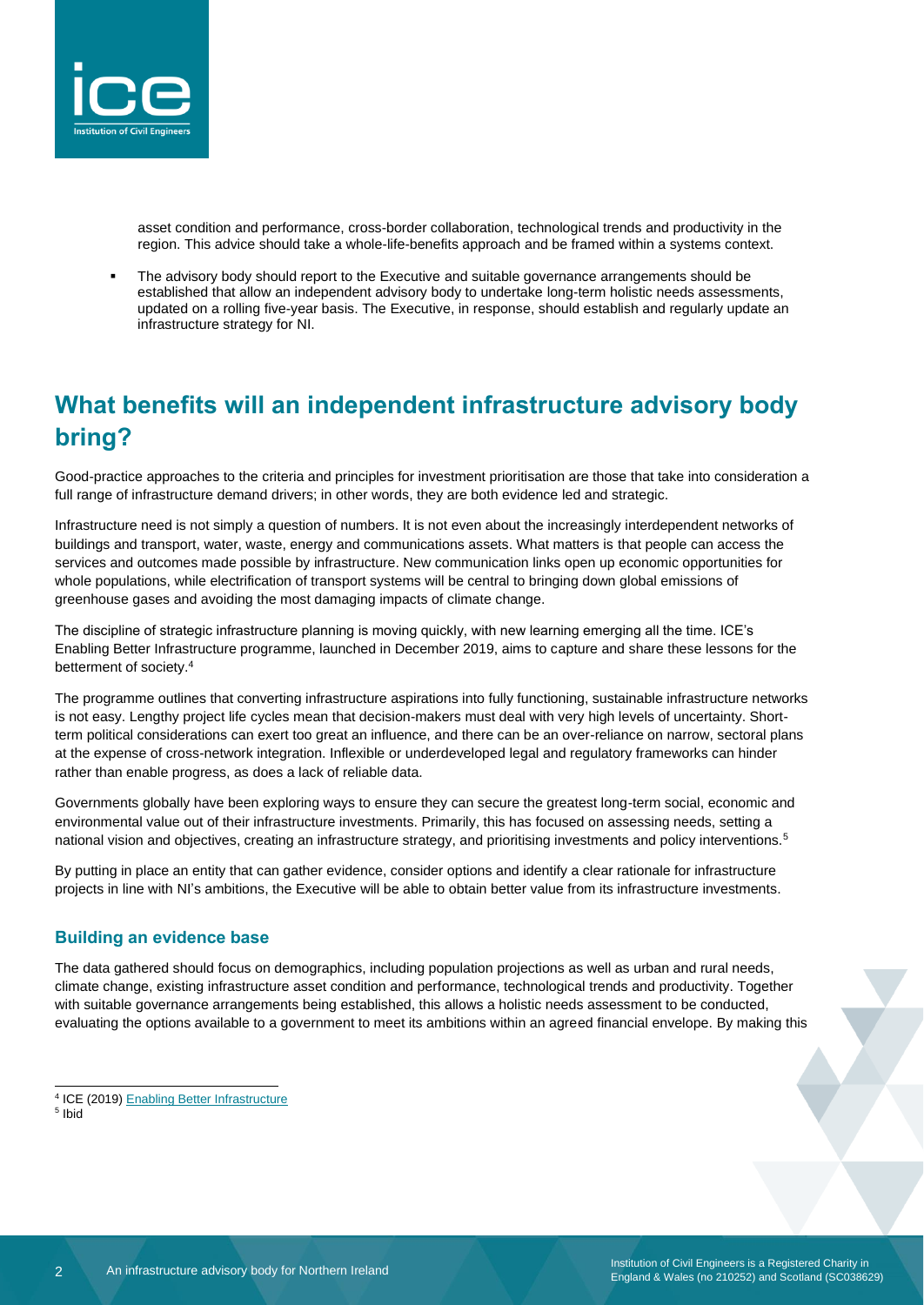asset condition and performance, cross-border collaboration, technological trends and productivity in the region. This advice should take a whole-life-benefits approach and be framed within a systems context.

- The advisory body should report to the Executive and suitable governance arrangements should be established that allow an independent advisory body to undertake long-term holistic needs assessments, updated on a rolling five-year basis. The Executive, in response, should establish and regularly update an infrastructure strategy for NI.

## What benefits will an independent infrastructure advisory body bring?

Good-practice approaches to the criteria and principles for investment prioritisation are those that take into consideration a full range of infrastructure demand drivers; in other words, they are both evidence led and strategic.

Infrastructure need is not simply a question of numbers. It is not even about the increasingly interdependent networks of buildings and transport, water, waste, energy and communications assets. What matters is that people can access the services and outcomes made possible by infrastructure. New communication links open up economic opportunities for whole populations, while electrification of transport systems will be central to bringing down global emissions of greenhouse gases and avoiding the most damaging impacts of climate change.

The discipline of strategic infrastructure planning is moving quickly, with new learning emerging all the time. ICE's Enabling Better Infrastructure programme, launched in December 2019, aims to capture and share these lessons for the betterment of society.[4]

The programme outlines that converting infrastructure aspirations into fully functioning, sustainable infrastructure networks is not easy. Lengthy project life cycles mean that decision-makers must deal with very high levels of uncertainty. Short-term political considerations can exert too great an influence, and there can be an over-reliance on narrow, sectoral plans at the expense of cross-network integration. Inflexible or underdeveloped legal and regulatory frameworks can hinder rather than enable progress, as does a lack of reliable data.

Governments globally have been exploring ways to ensure they can secure the greatest long-term social, economic and environmental value out of their infrastructure investments. Primarily, this has focused on assessing needs, setting a national vision and objectives, creating an infrastructure strategy, and prioritising investments and policy interventions.[5]

By putting in place an entity that can gather evidence, consider options and identify a clear rationale for infrastructure projects in line with NI's ambitions, the Executive will be able to obtain better value from its infrastructure investments.

### Building an evidence base

The data gathered should focus on demographics, including population projections as well as urban and rural needs, climate change, existing infrastructure asset condition and performance, technological trends and productivity. Together with suitable governance arrangements being established, this allows a holistic needs assessment to be conducted, evaluating the options available to a government to meet its ambitions within an agreed financial envelope. By making this

---

[4] ICE (2019) Enabling Better Infrastructure

[5] Ibid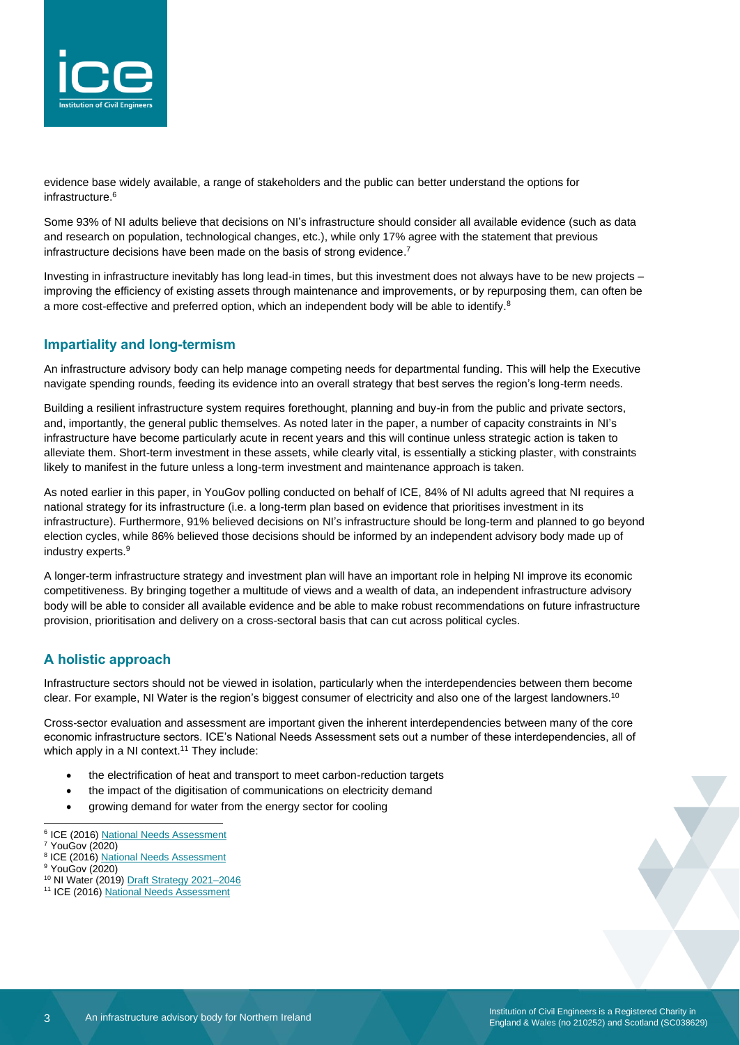evidence base widely available, a range of stakeholders and the public can better understand the options for infrastructure.[6]

Some 93% of NI adults believe that decisions on NI's infrastructure should consider all available evidence (such as data and research on population, technological changes, etc.), while only 17% agree with the statement that previous infrastructure decisions have been made on the basis of strong evidence.[7]

Investing in infrastructure inevitably has long lead-in times, but this investment does not always have to be new projects – improving the efficiency of existing assets through maintenance and improvements, or by repurposing them, can often be a more cost-effective and preferred option, which an independent body will be able to identify.[8]

## Impartiality and long-termism

An infrastructure advisory body can help manage competing needs for departmental funding. This will help the Executive navigate spending rounds, feeding its evidence into an overall strategy that best serves the region's long-term needs.

Building a resilient infrastructure system requires forethought, planning and buy-in from the public and private sectors, and, importantly, the general public themselves. As noted later in the paper, a number of capacity constraints in NI's infrastructure have become particularly acute in recent years and this will continue unless strategic action is taken to alleviate them. Short-term investment in these assets, while clearly vital, is essentially a sticking plaster, with constraints likely to manifest in the future unless a long-term investment and maintenance approach is taken.

As noted earlier in this paper, in YouGov polling conducted on behalf of ICE, 84% of NI adults agreed that NI requires a national strategy for its infrastructure (i.e. a long-term plan based on evidence that prioritises investment in its infrastructure). Furthermore, 91% believed decisions on NI's infrastructure should be long-term and planned to go beyond election cycles, while 86% believed those decisions should be informed by an independent advisory body made up of industry experts.[9]

A longer-term infrastructure strategy and investment plan will have an important role in helping NI improve its economic competitiveness. By bringing together a multitude of views and a wealth of data, an independent infrastructure advisory body will be able to consider all available evidence and be able to make robust recommendations on future infrastructure provision, prioritisation and delivery on a cross-sectoral basis that can cut across political cycles.

## A holistic approach

Infrastructure sectors should not be viewed in isolation, particularly when the interdependencies between them become clear. For example, NI Water is the region's biggest consumer of electricity and also one of the largest landowners.[10]

Cross-sector evaluation and assessment are important given the inherent interdependencies between many of the core economic infrastructure sectors. ICE's National Needs Assessment sets out a number of these interdependencies, all of which apply in a NI context.[11] They include:

- the electrification of heat and transport to meet carbon-reduction targets
- the impact of the digitisation of communications on electricity demand
- growing demand for water from the energy sector for cooling

---

[6] ICE (2016) National Needs Assessment
[7] YouGov (2020)
[8] ICE (2016) National Needs Assessment
[9] YouGov (2020)
[10] NI Water (2019) Draft Strategy 2021–2046
[11] ICE (2016) National Needs Assessment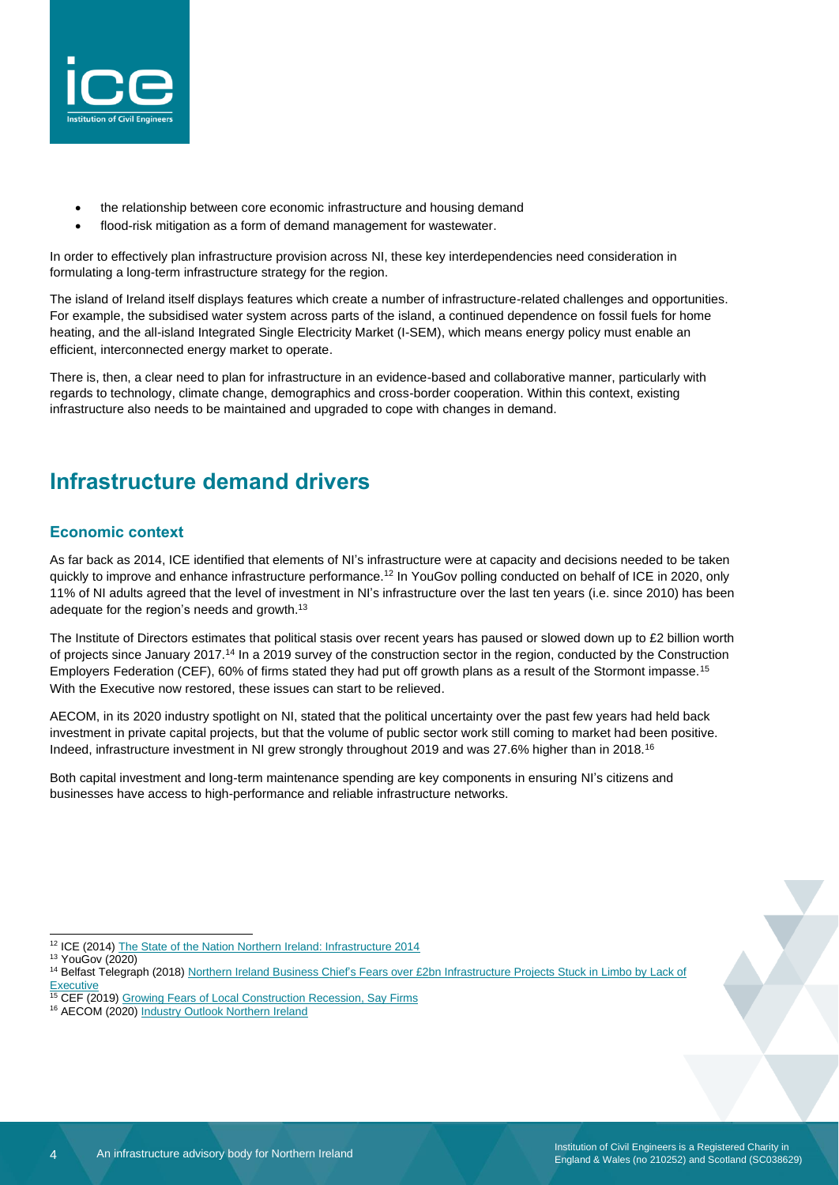- the relationship between core economic infrastructure and housing demand
- flood-risk mitigation as a form of demand management for wastewater.

In order to effectively plan infrastructure provision across NI, these key interdependencies need consideration in formulating a long-term infrastructure strategy for the region.

The island of Ireland itself displays features which create a number of infrastructure-related challenges and opportunities. For example, the subsidised water system across parts of the island, a continued dependence on fossil fuels for home heating, and the all-island Integrated Single Electricity Market (I-SEM), which means energy policy must enable an efficient, interconnected energy market to operate.

There is, then, a clear need to plan for infrastructure in an evidence-based and collaborative manner, particularly with regards to technology, climate change, demographics and cross-border cooperation. Within this context, existing infrastructure also needs to be maintained and upgraded to cope with changes in demand.

## Infrastructure demand drivers

### Economic context

As far back as 2014, ICE identified that elements of NI's infrastructure were at capacity and decisions needed to be taken quickly to improve and enhance infrastructure performance.[12] In YouGov polling conducted on behalf of ICE in 2020, only 11% of NI adults agreed that the level of investment in NI's infrastructure over the last ten years (i.e. since 2010) has been adequate for the region's needs and growth.[13]

The Institute of Directors estimates that political stasis over recent years has paused or slowed down up to £2 billion worth of projects since January 2017.[14] In a 2019 survey of the construction sector in the region, conducted by the Construction Employers Federation (CEF), 60% of firms stated they had put off growth plans as a result of the Stormont impasse.[15] With the Executive now restored, these issues can start to be relieved.

AECOM, in its 2020 industry spotlight on NI, stated that the political uncertainty over the past few years had held back investment in private capital projects, but that the volume of public sector work still coming to market had been positive. Indeed, infrastructure investment in NI grew strongly throughout 2019 and was 27.6% higher than in 2018.[16]

Both capital investment and long-term maintenance spending are key components in ensuring NI's citizens and businesses have access to high-performance and reliable infrastructure networks.

---

[12] ICE (2014) The State of the Nation Northern Ireland: Infrastructure 2014
[13] YouGov (2020)
[14] Belfast Telegraph (2018) Northern Ireland Business Chief's Fears over £2bn Infrastructure Projects Stuck in Limbo by Lack of Executive
[15] CEF (2019) Growing Fears of Local Construction Recession, Say Firms
[16] AECOM (2020) Industry Outlook Northern Ireland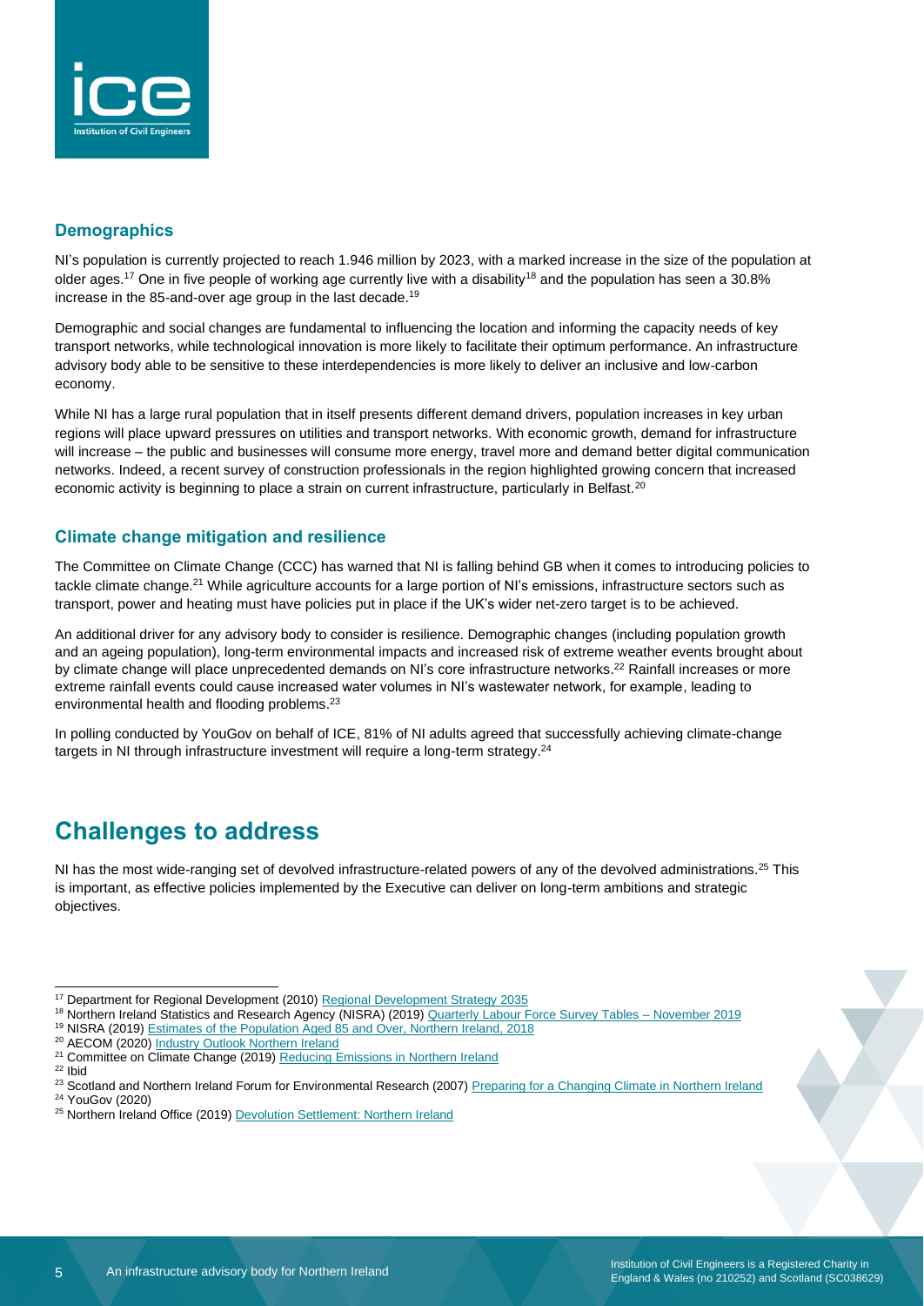### Demographics

NI's population is currently projected to reach 1.946 million by 2023, with a marked increase in the size of the population at older ages.[17] One in five people of working age currently live with a disability[18] and the population has seen a 30.8% increase in the 85-and-over age group in the last decade.[19]

Demographic and social changes are fundamental to influencing the location and informing the capacity needs of key transport networks, while technological innovation is more likely to facilitate their optimum performance. An infrastructure advisory body able to be sensitive to these interdependencies is more likely to deliver an inclusive and low-carbon economy.

While NI has a large rural population that in itself presents different demand drivers, population increases in key urban regions will place upward pressures on utilities and transport networks. With economic growth, demand for infrastructure will increase – the public and businesses will consume more energy, travel more and demand better digital communication networks. Indeed, a recent survey of construction professionals in the region highlighted growing concern that increased economic activity is beginning to place a strain on current infrastructure, particularly in Belfast.[20]

### Climate change mitigation and resilience

The Committee on Climate Change (CCC) has warned that NI is falling behind GB when it comes to introducing policies to tackle climate change.[21] While agriculture accounts for a large portion of NI's emissions, infrastructure sectors such as transport, power and heating must have policies put in place if the UK's wider net-zero target is to be achieved.

An additional driver for any advisory body to consider is resilience. Demographic changes (including population growth and an ageing population), long-term environmental impacts and increased risk of extreme weather events brought about by climate change will place unprecedented demands on NI's core infrastructure networks.[22] Rainfall increases or more extreme rainfall events could cause increased water volumes in NI's wastewater network, for example, leading to environmental health and flooding problems.[23]

In polling conducted by YouGov on behalf of ICE, 81% of NI adults agreed that successfully achieving climate-change targets in NI through infrastructure investment will require a long-term strategy.[24]

## Challenges to address

NI has the most wide-ranging set of devolved infrastructure-related powers of any of the devolved administrations.[25] This is important, as effective policies implemented by the Executive can deliver on long-term ambitions and strategic objectives.

---

[17] Department for Regional Development (2010) Regional Development Strategy 2035
[18] Northern Ireland Statistics and Research Agency (NISRA) (2019) Quarterly Labour Force Survey Tables – November 2019
[19] NISRA (2019) Estimates of the Population Aged 85 and Over, Northern Ireland, 2018
[20] AECOM (2020) Industry Outlook Northern Ireland
[21] Committee on Climate Change (2019) Reducing Emissions in Northern Ireland
[22] Ibid
[23] Scotland and Northern Ireland Forum for Environmental Research (2007) Preparing for a Changing Climate in Northern Ireland
[24] YouGov (2020)
[25] Northern Ireland Office (2019) Devolution Settlement: Northern Ireland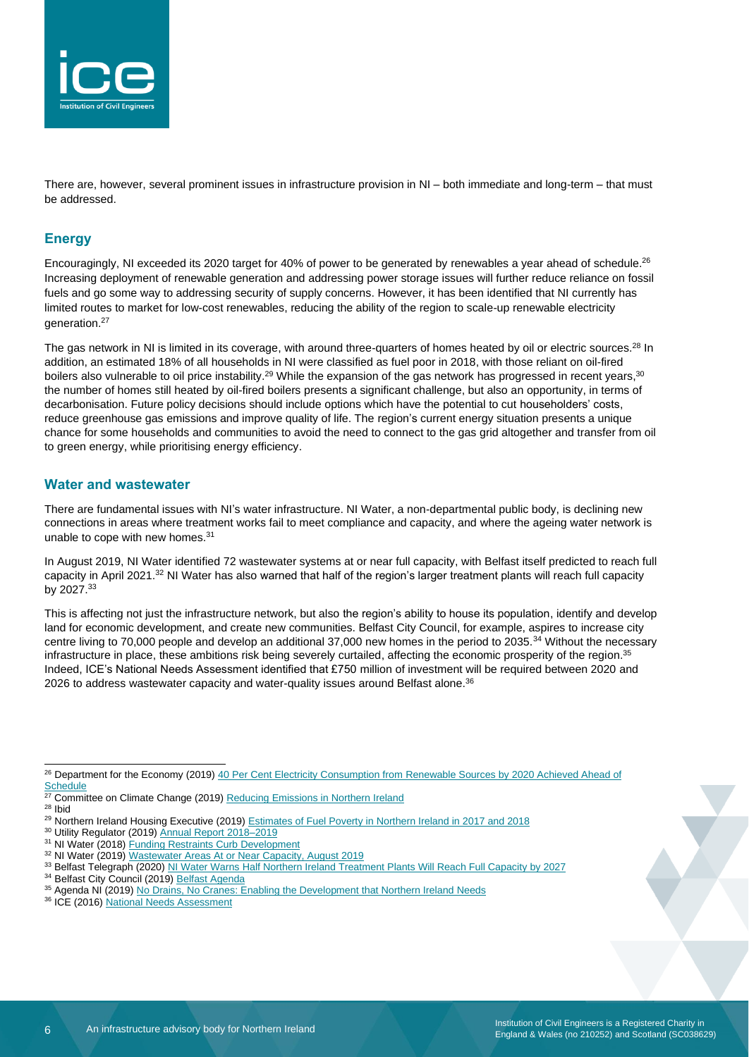There are, however, several prominent issues in infrastructure provision in NI – both immediate and long-term – that must be addressed.

## Energy

Encouragingly, NI exceeded its 2020 target for 40% of power to be generated by renewables a year ahead of schedule.[26] Increasing deployment of renewable generation and addressing power storage issues will further reduce reliance on fossil fuels and go some way to addressing security of supply concerns. However, it has been identified that NI currently has limited routes to market for low-cost renewables, reducing the ability of the region to scale-up renewable electricity generation.[27]

The gas network in NI is limited in its coverage, with around three-quarters of homes heated by oil or electric sources.[28] In addition, an estimated 18% of all households in NI were classified as fuel poor in 2018, with those reliant on oil-fired boilers also vulnerable to oil price instability.[29] While the expansion of the gas network has progressed in recent years,[30] the number of homes still heated by oil-fired boilers presents a significant challenge, but also an opportunity, in terms of decarbonisation. Future policy decisions should include options which have the potential to cut householders' costs, reduce greenhouse gas emissions and improve quality of life. The region's current energy situation presents a unique chance for some households and communities to avoid the need to connect to the gas grid altogether and transfer from oil to green energy, while prioritising energy efficiency.

## Water and wastewater

There are fundamental issues with NI's water infrastructure. NI Water, a non-departmental public body, is declining new connections in areas where treatment works fail to meet compliance and capacity, and where the ageing water network is unable to cope with new homes.[31]

In August 2019, NI Water identified 72 wastewater systems at or near full capacity, with Belfast itself predicted to reach full capacity in April 2021.[32] NI Water has also warned that half of the region's larger treatment plants will reach full capacity by 2027.[33]

This is affecting not just the infrastructure network, but also the region's ability to house its population, identify and develop land for economic development, and create new communities. Belfast City Council, for example, aspires to increase city centre living to 70,000 people and develop an additional 37,000 new homes in the period to 2035.[34] Without the necessary infrastructure in place, these ambitions risk being severely curtailed, affecting the economic prosperity of the region.[35] Indeed, ICE's National Needs Assessment identified that £750 million of investment will be required between 2020 and 2026 to address wastewater capacity and water-quality issues around Belfast alone.[36]

---

[26] Department for the Economy (2019) 40 Per Cent Electricity Consumption from Renewable Sources by 2020 Achieved Ahead of Schedule
[27] Committee on Climate Change (2019) Reducing Emissions in Northern Ireland
[28] Ibid
[29] Northern Ireland Housing Executive (2019) Estimates of Fuel Poverty in Northern Ireland in 2017 and 2018
[30] Utility Regulator (2019) Annual Report 2018–2019
[31] NI Water (2018) Funding Restraints Curb Development
[32] NI Water (2019) Wastewater Areas At or Near Capacity, August 2019
[33] Belfast Telegraph (2020) NI Water Warns Half Northern Ireland Treatment Plants Will Reach Full Capacity by 2027
[34] Belfast City Council (2019) Belfast Agenda
[35] Agenda NI (2019) No Drains, No Cranes: Enabling the Development that Northern Ireland Needs
[36] ICE (2016) National Needs Assessment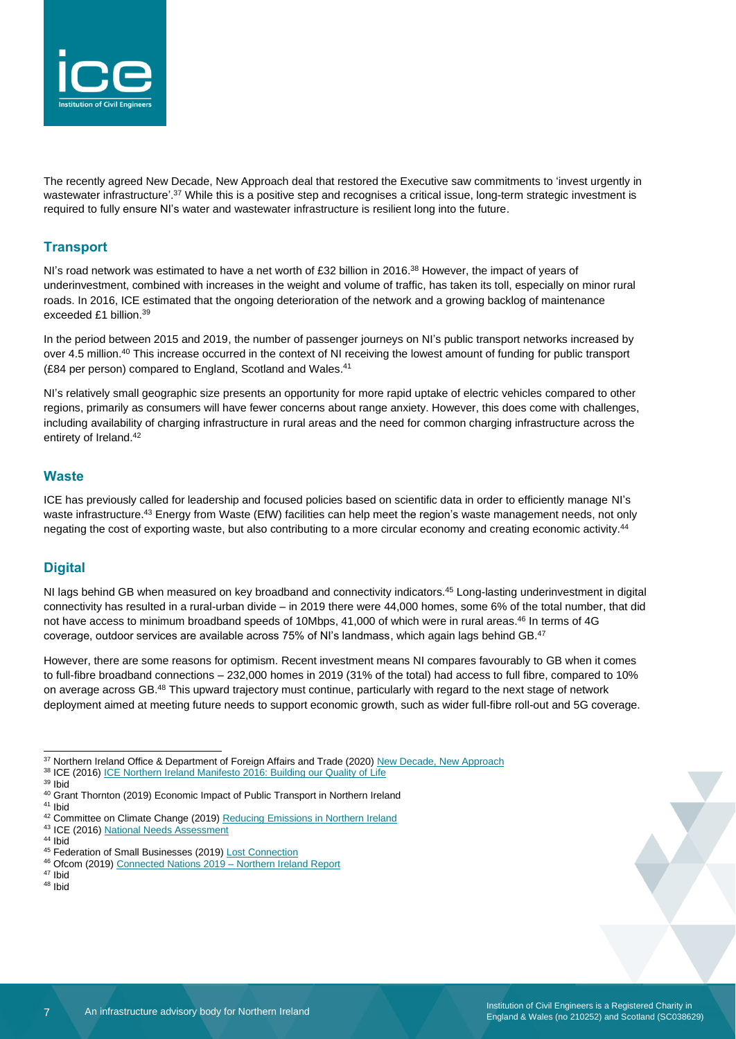The recently agreed New Decade, New Approach deal that restored the Executive saw commitments to 'invest urgently in wastewater infrastructure'.[37] While this is a positive step and recognises a critical issue, long-term strategic investment is required to fully ensure NI's water and wastewater infrastructure is resilient long into the future.

## Transport

NI's road network was estimated to have a net worth of £32 billion in 2016.[38] However, the impact of years of underinvestment, combined with increases in the weight and volume of traffic, has taken its toll, especially on minor rural roads. In 2016, ICE estimated that the ongoing deterioration of the network and a growing backlog of maintenance exceeded £1 billion.[39]

In the period between 2015 and 2019, the number of passenger journeys on NI's public transport networks increased by over 4.5 million.[40] This increase occurred in the context of NI receiving the lowest amount of funding for public transport (£84 per person) compared to England, Scotland and Wales.[41]

NI's relatively small geographic size presents an opportunity for more rapid uptake of electric vehicles compared to other regions, primarily as consumers will have fewer concerns about range anxiety. However, this does come with challenges, including availability of charging infrastructure in rural areas and the need for common charging infrastructure across the entirety of Ireland.[42]

## Waste

ICE has previously called for leadership and focused policies based on scientific data in order to efficiently manage NI's waste infrastructure.[43] Energy from Waste (EfW) facilities can help meet the region's waste management needs, not only negating the cost of exporting waste, but also contributing to a more circular economy and creating economic activity.[44]

## Digital

NI lags behind GB when measured on key broadband and connectivity indicators.[45] Long-lasting underinvestment in digital connectivity has resulted in a rural-urban divide – in 2019 there were 44,000 homes, some 6% of the total number, that did not have access to minimum broadband speeds of 10Mbps, 41,000 of which were in rural areas.[46] In terms of 4G coverage, outdoor services are available across 75% of NI's landmass, which again lags behind GB.[47]

However, there are some reasons for optimism. Recent investment means NI compares favourably to GB when it comes to full-fibre broadband connections – 232,000 homes in 2019 (31% of the total) had access to full fibre, compared to 10% on average across GB.[48] This upward trajectory must continue, particularly with regard to the next stage of network deployment aimed at meeting future needs to support economic growth, such as wider full-fibre roll-out and 5G coverage.

---

[37] Northern Ireland Office & Department of Foreign Affairs and Trade (2020) New Decade, New Approach
[38] ICE (2016) ICE Northern Ireland Manifesto 2016: Building our Quality of Life
[39] Ibid
[40] Grant Thornton (2019) Economic Impact of Public Transport in Northern Ireland
[41] Ibid
[42] Committee on Climate Change (2019) Reducing Emissions in Northern Ireland
[43] ICE (2016) National Needs Assessment
[44] Ibid
[45] Federation of Small Businesses (2019) Lost Connection
[46] Ofcom (2019) Connected Nations 2019 – Northern Ireland Report
[47] Ibid
[48] Ibid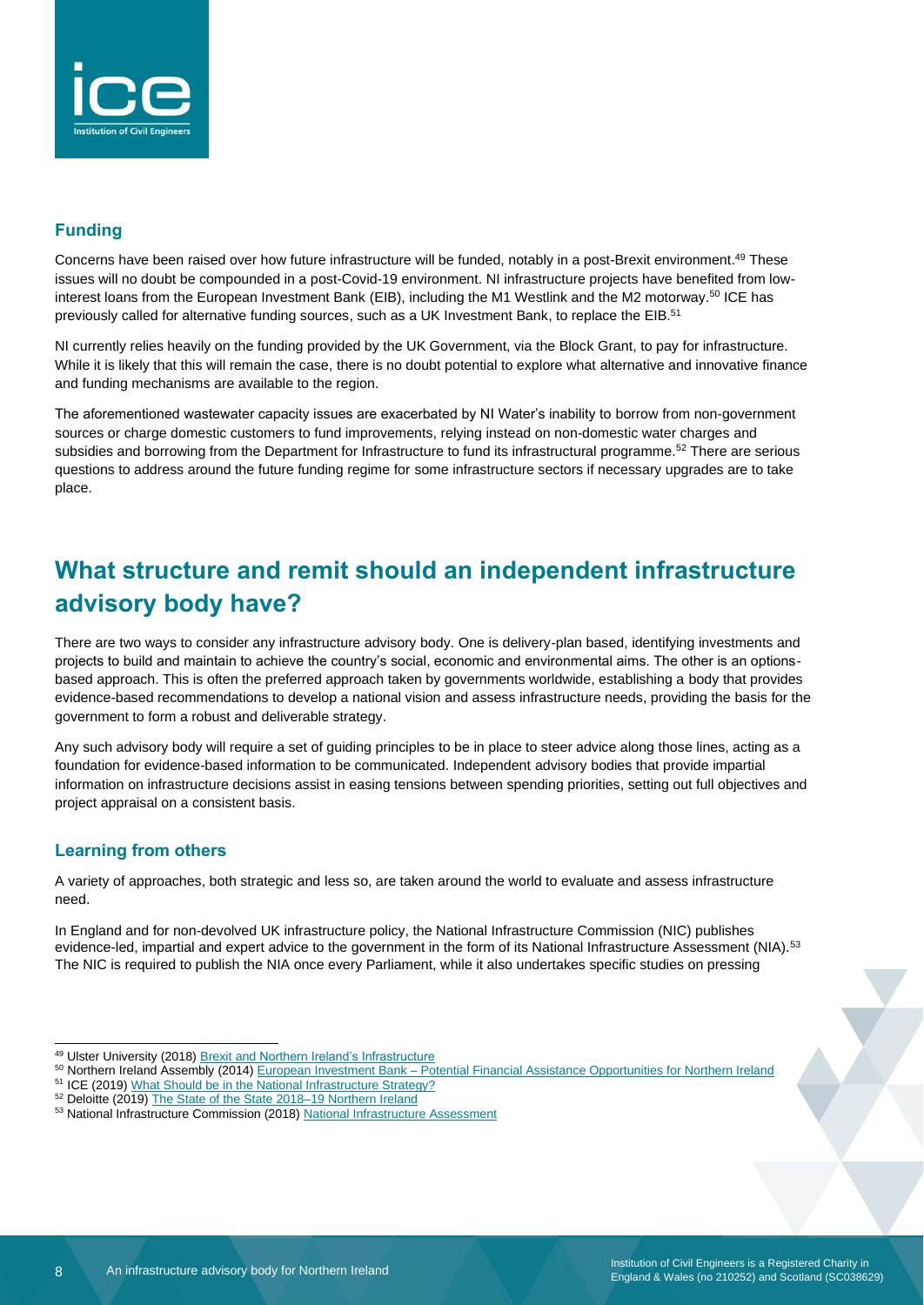### Funding

Concerns have been raised over how future infrastructure will be funded, notably in a post-Brexit environment.[49] These issues will no doubt be compounded in a post-Covid-19 environment. NI infrastructure projects have benefited from low-interest loans from the European Investment Bank (EIB), including the M1 Westlink and the M2 motorway.[50] ICE has previously called for alternative funding sources, such as a UK Investment Bank, to replace the EIB.[51]

NI currently relies heavily on the funding provided by the UK Government, via the Block Grant, to pay for infrastructure. While it is likely that this will remain the case, there is no doubt potential to explore what alternative and innovative finance and funding mechanisms are available to the region.

The aforementioned wastewater capacity issues are exacerbated by NI Water's inability to borrow from non-government sources or charge domestic customers to fund improvements, relying instead on non-domestic water charges and subsidies and borrowing from the Department for Infrastructure to fund its infrastructural programme.[52] There are serious questions to address around the future funding regime for some infrastructure sectors if necessary upgrades are to take place.

## What structure and remit should an independent infrastructure advisory body have?

There are two ways to consider any infrastructure advisory body. One is delivery-plan based, identifying investments and projects to build and maintain to achieve the country's social, economic and environmental aims. The other is an options-based approach. This is often the preferred approach taken by governments worldwide, establishing a body that provides evidence-based recommendations to develop a national vision and assess infrastructure needs, providing the basis for the government to form a robust and deliverable strategy.

Any such advisory body will require a set of guiding principles to be in place to steer advice along those lines, acting as a foundation for evidence-based information to be communicated. Independent advisory bodies that provide impartial information on infrastructure decisions assist in easing tensions between spending priorities, setting out full objectives and project appraisal on a consistent basis.

### Learning from others

A variety of approaches, both strategic and less so, are taken around the world to evaluate and assess infrastructure need.

In England and for non-devolved UK infrastructure policy, the National Infrastructure Commission (NIC) publishes evidence-led, impartial and expert advice to the government in the form of its National Infrastructure Assessment (NIA).[53] The NIC is required to publish the NIA once every Parliament, while it also undertakes specific studies on pressing

---

[49] Ulster University (2018) Brexit and Northern Ireland's Infrastructure

[50] Northern Ireland Assembly (2014) European Investment Bank – Potential Financial Assistance Opportunities for Northern Ireland

[51] ICE (2019) What Should be in the National Infrastructure Strategy?

[52] Deloitte (2019) The State of the State 2018–19 Northern Ireland

[53] National Infrastructure Commission (2018) National Infrastructure Assessment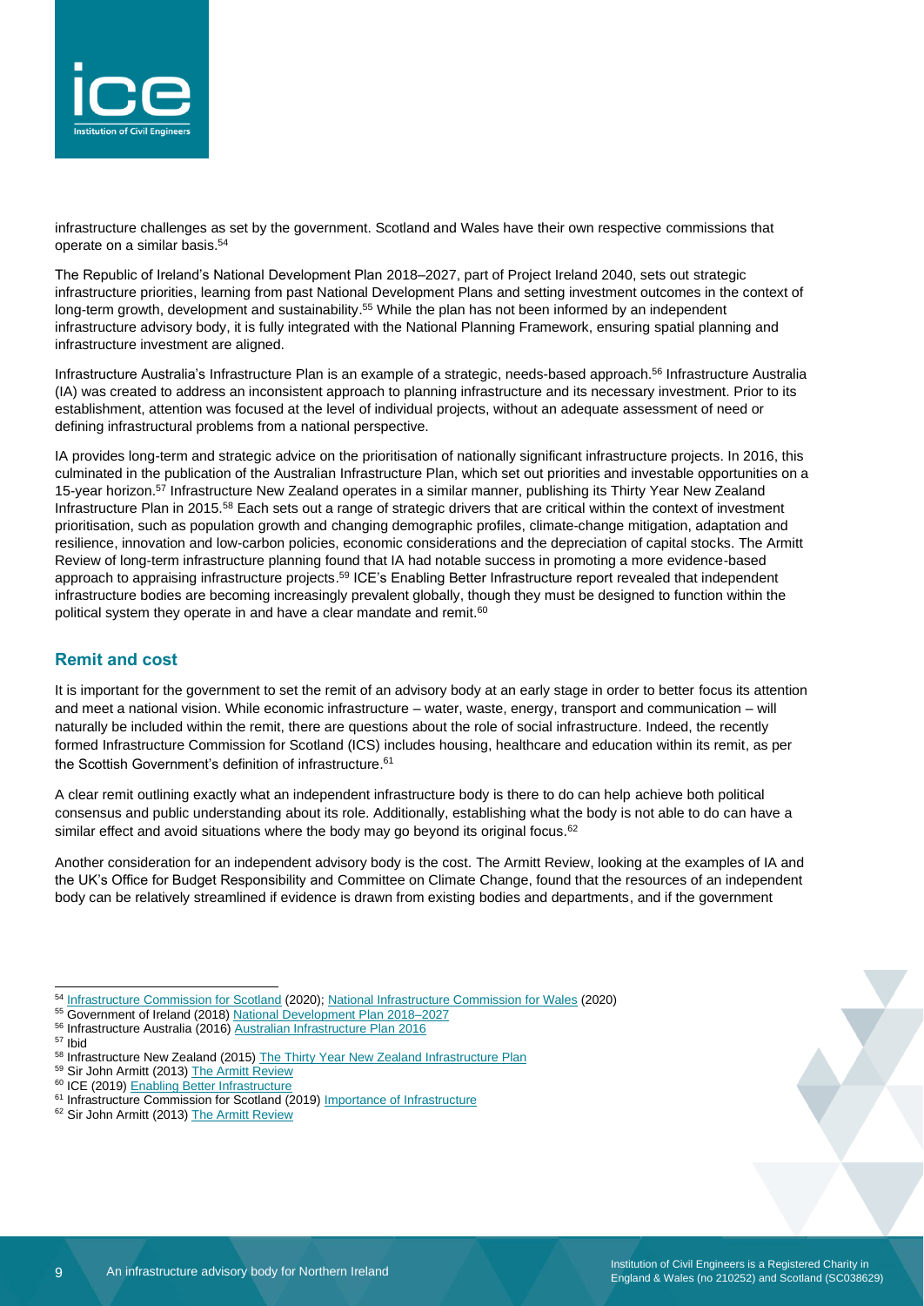infrastructure challenges as set by the government. Scotland and Wales have their own respective commissions that operate on a similar basis.[54]

The Republic of Ireland's National Development Plan 2018–2027, part of Project Ireland 2040, sets out strategic infrastructure priorities, learning from past National Development Plans and setting investment outcomes in the context of long-term growth, development and sustainability.[55] While the plan has not been informed by an independent infrastructure advisory body, it is fully integrated with the National Planning Framework, ensuring spatial planning and infrastructure investment are aligned.

Infrastructure Australia's Infrastructure Plan is an example of a strategic, needs-based approach.[56] Infrastructure Australia (IA) was created to address an inconsistent approach to planning infrastructure and its necessary investment. Prior to its establishment, attention was focused at the level of individual projects, without an adequate assessment of need or defining infrastructural problems from a national perspective.

IA provides long-term and strategic advice on the prioritisation of nationally significant infrastructure projects. In 2016, this culminated in the publication of the Australian Infrastructure Plan, which set out priorities and investable opportunities on a 15-year horizon.[57] Infrastructure New Zealand operates in a similar manner, publishing its Thirty Year New Zealand Infrastructure Plan in 2015.[58] Each sets out a range of strategic drivers that are critical within the context of investment prioritisation, such as population growth and changing demographic profiles, climate-change mitigation, adaptation and resilience, innovation and low-carbon policies, economic considerations and the depreciation of capital stocks. The Armitt Review of long-term infrastructure planning found that IA had notable success in promoting a more evidence-based approach to appraising infrastructure projects.[59] ICE's Enabling Better Infrastructure report revealed that independent infrastructure bodies are becoming increasingly prevalent globally, though they must be designed to function within the political system they operate in and have a clear mandate and remit.[60]

## Remit and cost

It is important for the government to set the remit of an advisory body at an early stage in order to better focus its attention and meet a national vision. While economic infrastructure – water, waste, energy, transport and communication – will naturally be included within the remit, there are questions about the role of social infrastructure. Indeed, the recently formed Infrastructure Commission for Scotland (ICS) includes housing, healthcare and education within its remit, as per the Scottish Government's definition of infrastructure.[61]

A clear remit outlining exactly what an independent infrastructure body is there to do can help achieve both political consensus and public understanding about its role. Additionally, establishing what the body is not able to do can have a similar effect and avoid situations where the body may go beyond its original focus.[62]

Another consideration for an independent advisory body is the cost. The Armitt Review, looking at the examples of IA and the UK's Office for Budget Responsibility and Committee on Climate Change, found that the resources of an independent body can be relatively streamlined if evidence is drawn from existing bodies and departments, and if the government

---

[54] Infrastructure Commission for Scotland (2020); National Infrastructure Commission for Wales (2020)
[55] Government of Ireland (2018) National Development Plan 2018–2027
[56] Infrastructure Australia (2016) Australian Infrastructure Plan 2016
[57] Ibid
[58] Infrastructure New Zealand (2015) The Thirty Year New Zealand Infrastructure Plan
[59] Sir John Armitt (2013) The Armitt Review
[60] ICE (2019) Enabling Better Infrastructure
[61] Infrastructure Commission for Scotland (2019) Importance of Infrastructure
[62] Sir John Armitt (2013) The Armitt Review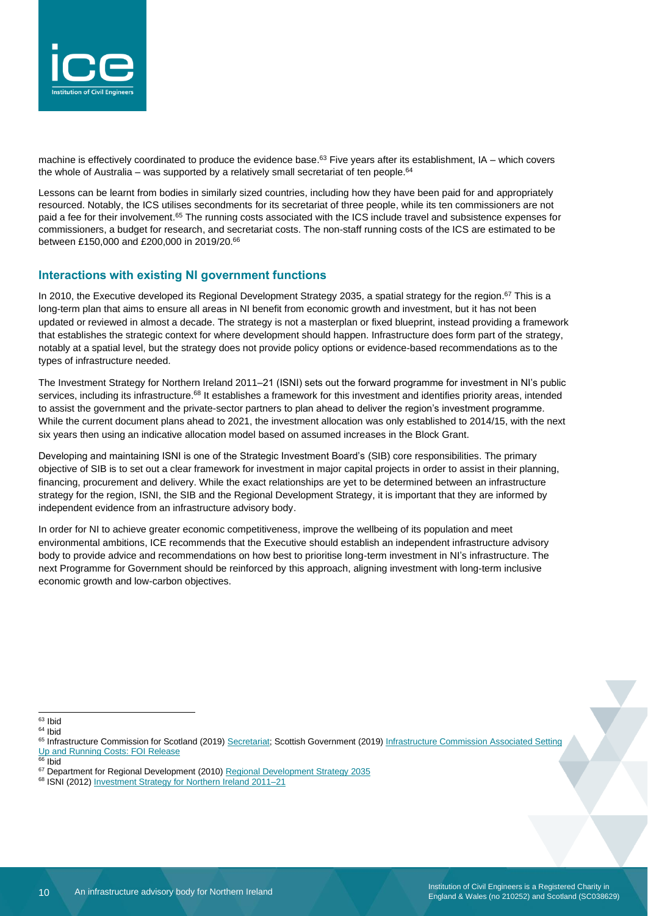machine is effectively coordinated to produce the evidence base.[63] Five years after its establishment, IA – which covers the whole of Australia – was supported by a relatively small secretariat of ten people.[64]

Lessons can be learnt from bodies in similarly sized countries, including how they have been paid for and appropriately resourced. Notably, the ICS utilises secondments for its secretariat of three people, while its ten commissioners are not paid a fee for their involvement.[65] The running costs associated with the ICS include travel and subsistence expenses for commissioners, a budget for research, and secretariat costs. The non-staff running costs of the ICS are estimated to be between £150,000 and £200,000 in 2019/20.[66]

## Interactions with existing NI government functions

In 2010, the Executive developed its Regional Development Strategy 2035, a spatial strategy for the region.[67] This is a long-term plan that aims to ensure all areas in NI benefit from economic growth and investment, but it has not been updated or reviewed in almost a decade. The strategy is not a masterplan or fixed blueprint, instead providing a framework that establishes the strategic context for where development should happen. Infrastructure does form part of the strategy, notably at a spatial level, but the strategy does not provide policy options or evidence-based recommendations as to the types of infrastructure needed.

The Investment Strategy for Northern Ireland 2011–21 (ISNI) sets out the forward programme for investment in NI's public services, including its infrastructure.[68] It establishes a framework for this investment and identifies priority areas, intended to assist the government and the private-sector partners to plan ahead to deliver the region's investment programme. While the current document plans ahead to 2021, the investment allocation was only established to 2014/15, with the next six years then using an indicative allocation model based on assumed increases in the Block Grant.

Developing and maintaining ISNI is one of the Strategic Investment Board's (SIB) core responsibilities. The primary objective of SIB is to set out a clear framework for investment in major capital projects in order to assist in their planning, financing, procurement and delivery. While the exact relationships are yet to be determined between an infrastructure strategy for the region, ISNI, the SIB and the Regional Development Strategy, it is important that they are informed by independent evidence from an infrastructure advisory body.

In order for NI to achieve greater economic competitiveness, improve the wellbeing of its population and meet environmental ambitions, ICE recommends that the Executive should establish an independent infrastructure advisory body to provide advice and recommendations on how best to prioritise long-term investment in NI's infrastructure. The next Programme for Government should be reinforced by this approach, aligning investment with long-term inclusive economic growth and low-carbon objectives.

---

[63] Ibid

[64] Ibid

[65] Infrastructure Commission for Scotland (2019) Secretariat; Scottish Government (2019) Infrastructure Commission Associated Setting Up and Running Costs: FOI Release

[66] Ibid

[67] Department for Regional Development (2010) Regional Development Strategy 2035

[68] ISNI (2012) Investment Strategy for Northern Ireland 2011–21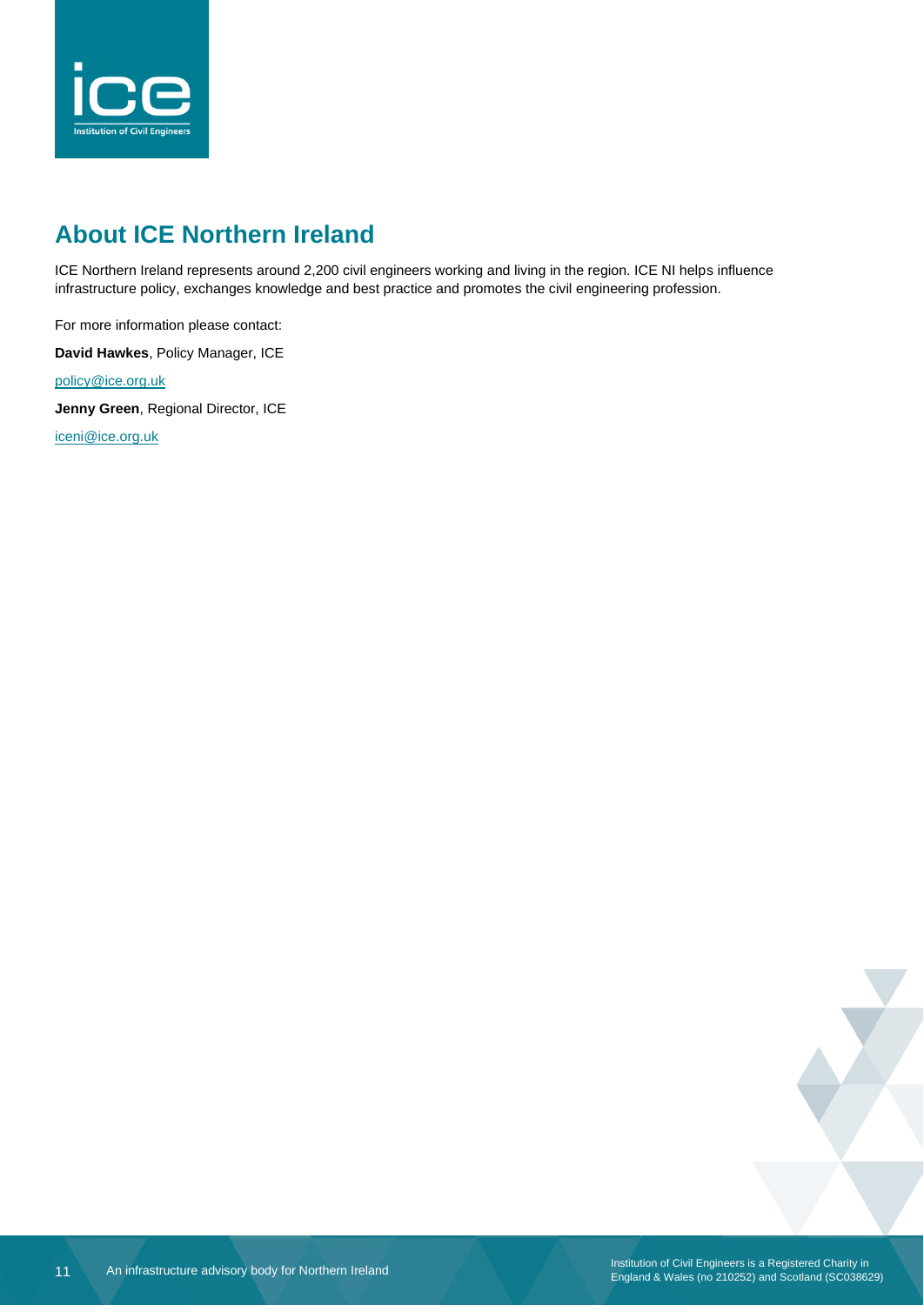## About ICE Northern Ireland

ICE Northern Ireland represents around 2,200 civil engineers working and living in the region. ICE NI helps influence infrastructure policy, exchanges knowledge and best practice and promotes the civil engineering profession.

For more information please contact:

**David Hawkes**, Policy Manager, ICE

policy@ice.org.uk

**Jenny Green**, Regional Director, ICE

iceni@ice.org.uk

Institution of Civil Engineers is a Registered Charity in England & Wales (no 210252) and Scotland (SC038629)